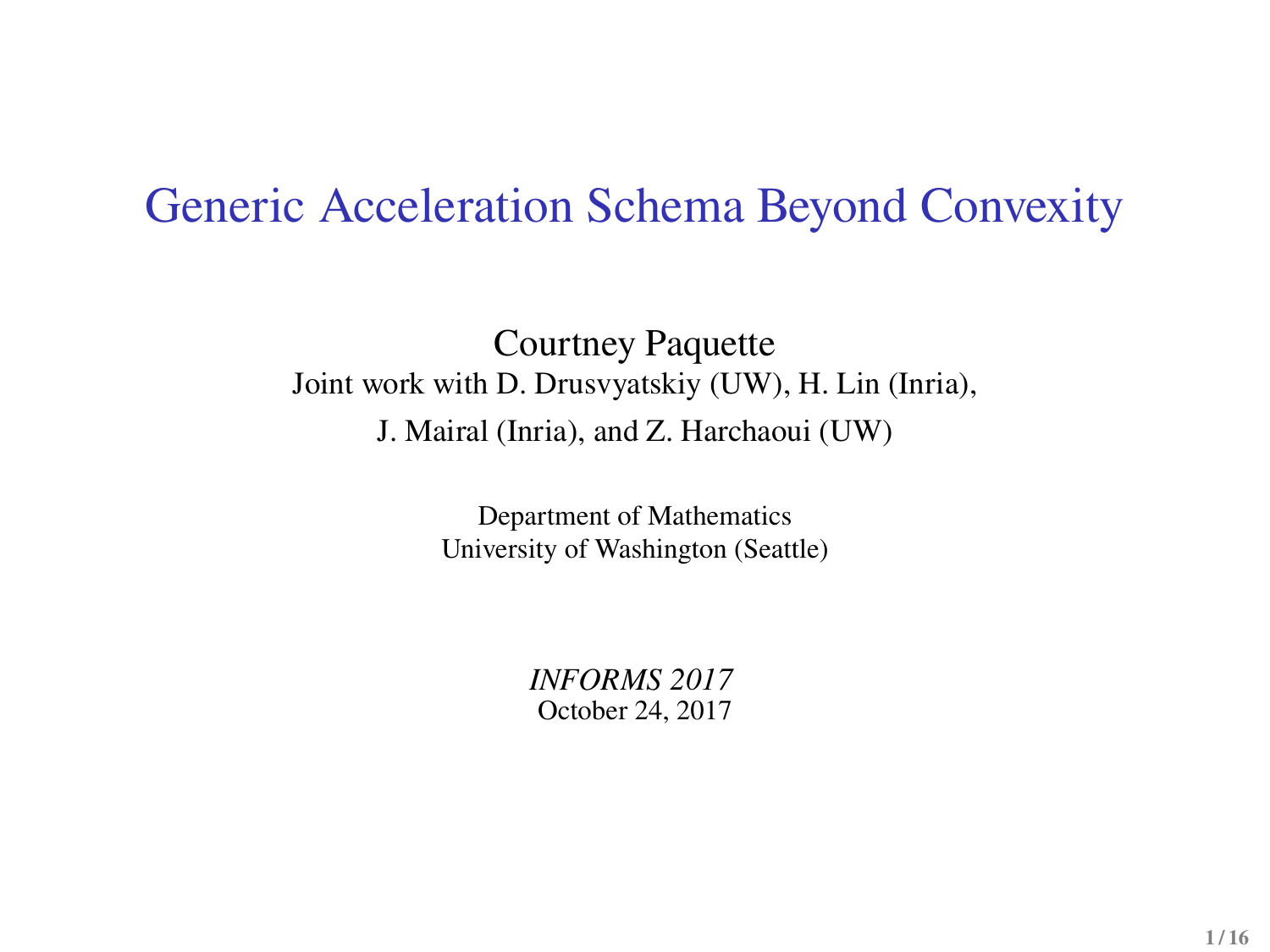# Generic Acceleration Schema Beyond Convexity

Courtney Paquette

Joint work with D. Drusvyatskiy (UW), H. Lin (Inria),

J. Mairal (Inria), and Z. Harchaoui (UW)

Department of Mathematics

University of Washington (Seattle)

*INFORMS 2017*

October 24, 2017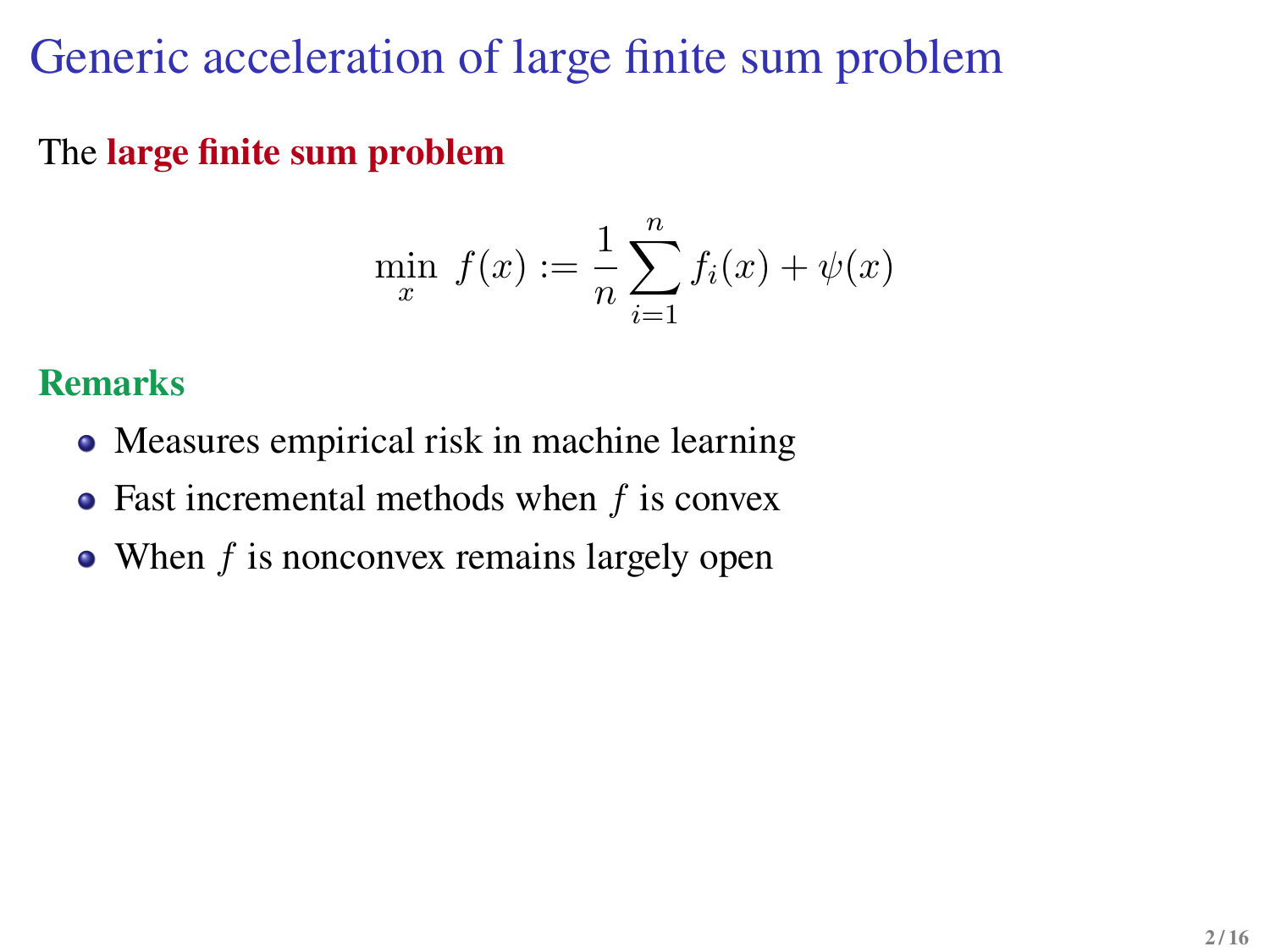# Generic acceleration of large finite sum problem

The **large finite sum problem**

$$\min_x \; f(x) := \frac{1}{n}\sum_{i=1}^{n} f_i(x) + \psi(x)$$

**Remarks**

- Measures empirical risk in machine learning
- Fast incremental methods when $f$ is convex
- When $f$ is nonconvex remains largely open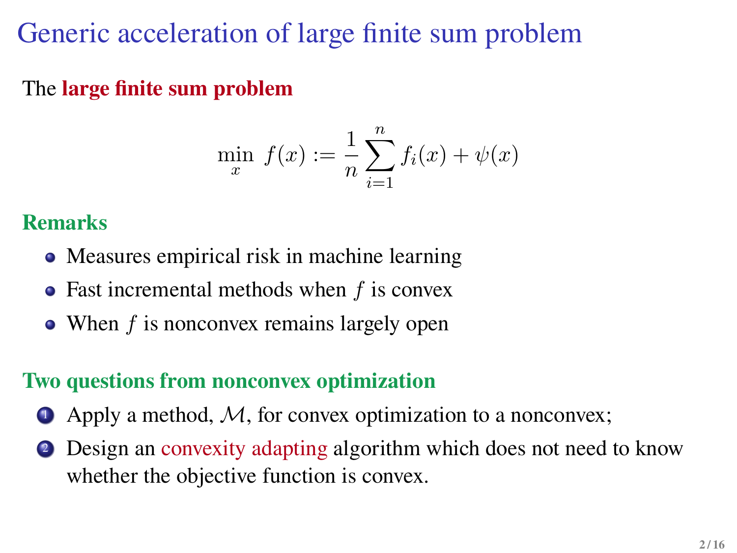# Generic acceleration of large finite sum problem

The **large finite sum problem**

$$\min_x \ f(x) := \frac{1}{n}\sum_{i=1}^{n} f_i(x) + \psi(x)$$

### Remarks

- Measures empirical risk in machine learning
- Fast incremental methods when $f$ is convex
- When $f$ is nonconvex remains largely open

### Two questions from nonconvex optimization

1. Apply a method, $\mathcal{M}$, for convex optimization to a nonconvex;
2. Design an convexity adapting algorithm which does not need to know whether the objective function is convex.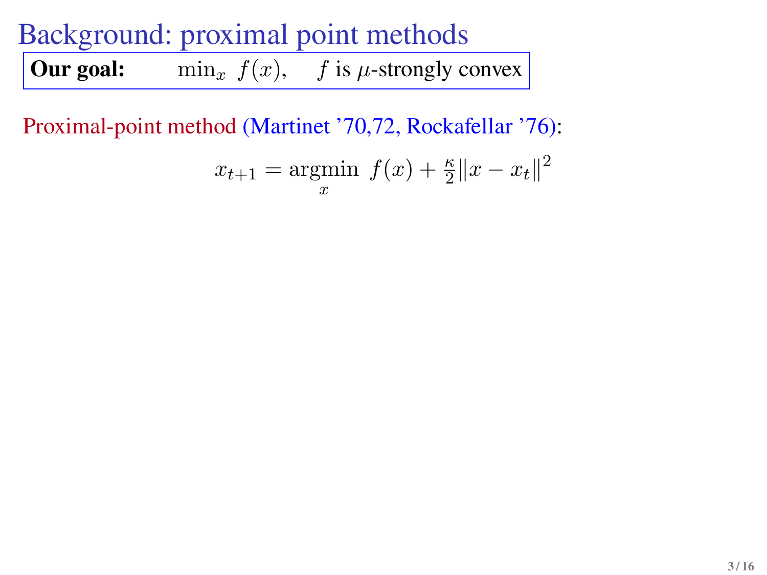# Background: proximal point methods

**Our goal:** $\min_x \; f(x), \quad f$ is $\mu$-strongly convex

Proximal-point method (Martinet '70,72, Rockafellar '76):

$$x_{t+1} = \underset{x}{\operatorname{argmin}} \; f(x) + \frac{\kappa}{2}\|x - x_t\|^2$$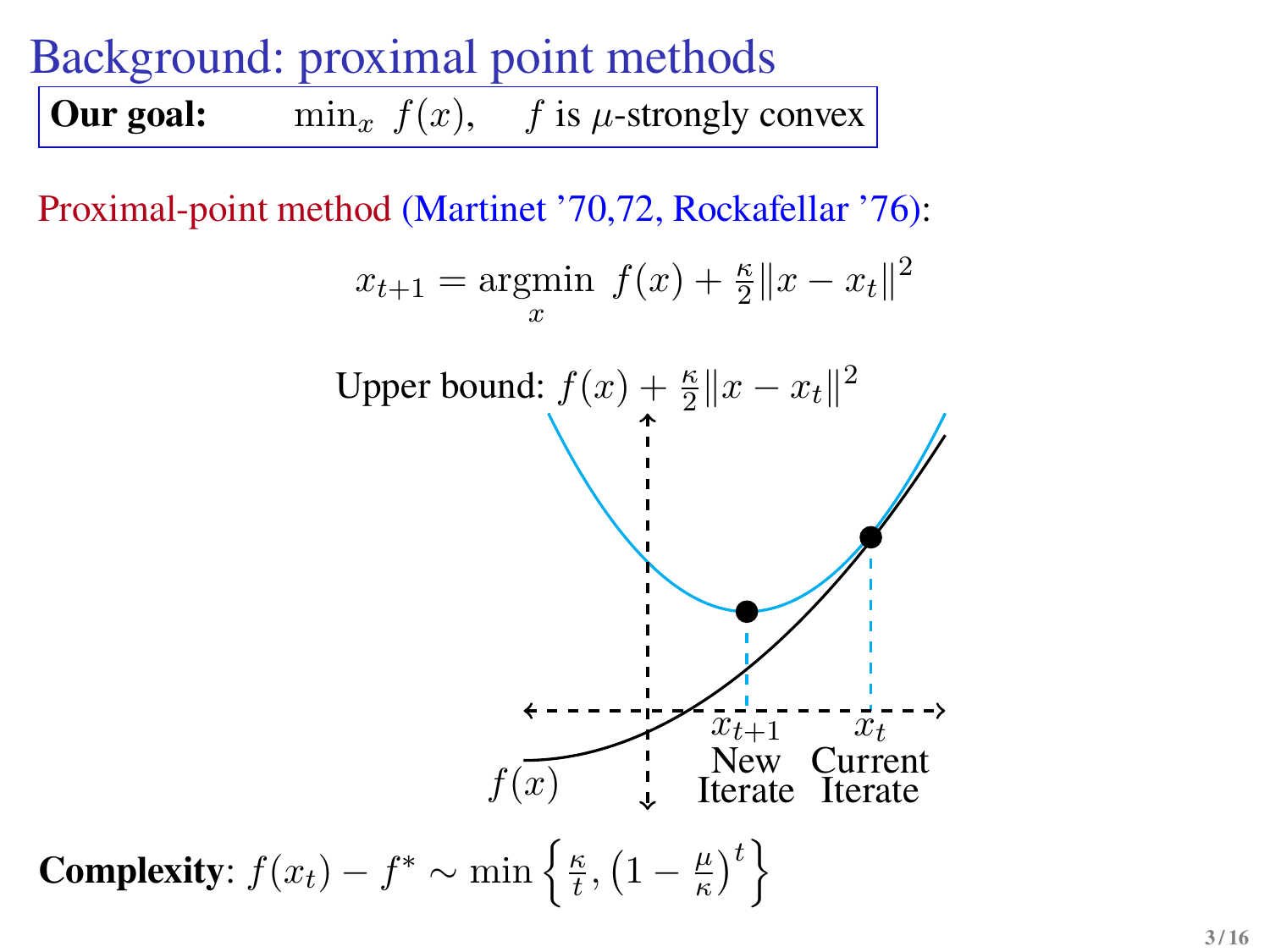# Background: proximal point methods

**Our goal:** $\min_x \ f(x)$, $f$ is $\mu$-strongly convex

Proximal-point method (Martinet '70,72, Rockafellar '76):

$$x_{t+1} = \underset{x}{\operatorname{argmin}} \ f(x) + \frac{\kappa}{2}\|x - x_t\|^2$$

Upper bound: $f(x) + \frac{\kappa}{2}\|x - x_t\|^2$

$f(x)$

$x_{t+1}$ New Iterate

$x_t$ Current Iterate

**Complexity**: $f(x_t) - f^* \sim \min\left\{\frac{\kappa}{t}, \left(1 - \frac{\mu}{\kappa}\right)^t\right\}$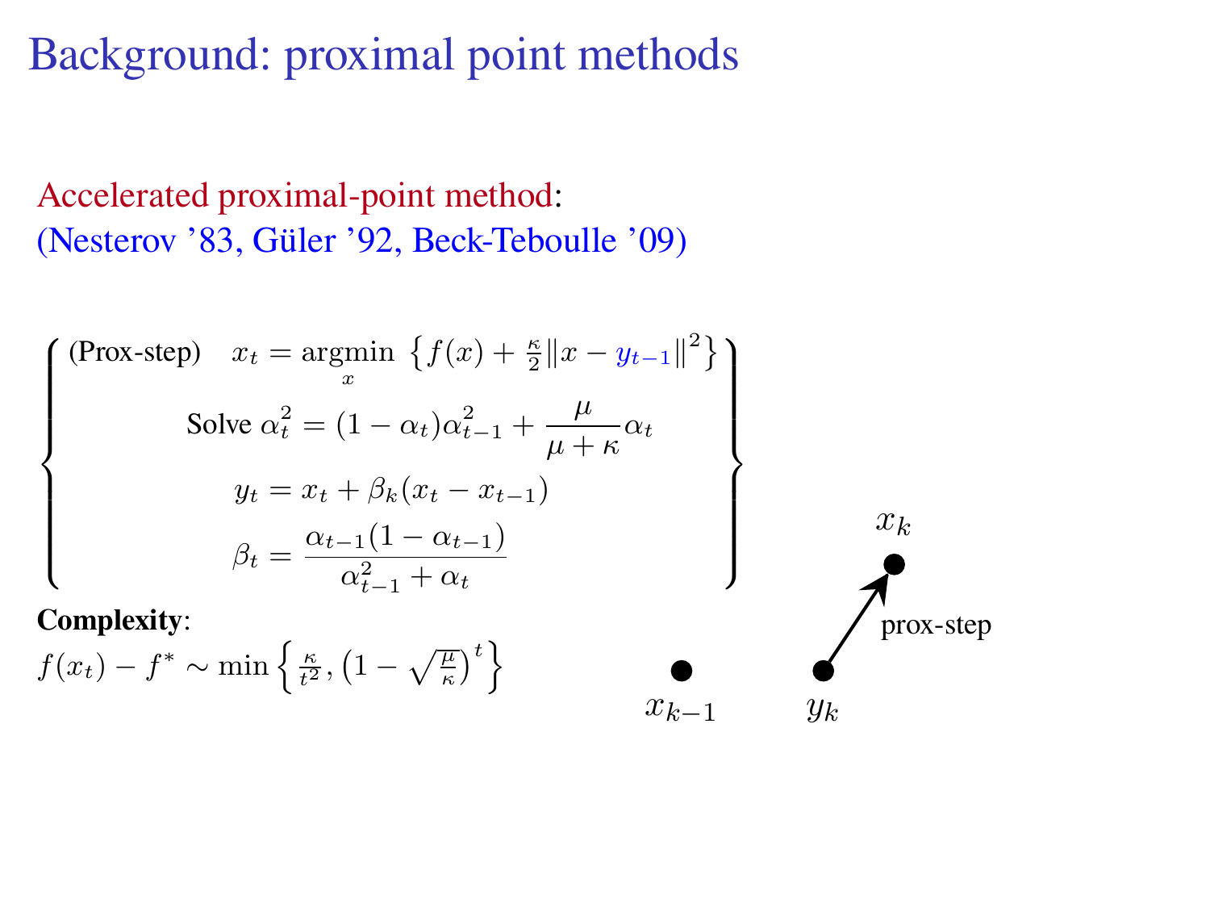# Background: proximal point methods

Accelerated proximal-point method:
(Nesterov '83, Güler '92, Beck-Teboulle '09)

$$
\left\{
\begin{array}{c}
\text{(Prox-step)} \quad x_t = \underset{x}{\operatorname{argmin}} \left\{ f(x) + \frac{\kappa}{2} \|x - y_{t-1}\|^2 \right\} \\
\text{Solve } \alpha_t^2 = (1 - \alpha_t)\alpha_{t-1}^2 + \dfrac{\mu}{\mu + \kappa}\alpha_t \\
y_t = x_t + \beta_k (x_t - x_{t-1}) \\
\beta_t = \dfrac{\alpha_{t-1}(1 - \alpha_{t-1})}{\alpha_{t-1}^2 + \alpha_t}
\end{array}
\right\}
$$

**Complexity**:
$f(x_t) - f^* \sim \min \left\{ \frac{\kappa}{t^2}, \left(1 - \sqrt{\frac{\mu}{\kappa}}\right)^t \right\}$

$x_k$

prox-step

$x_{k-1}$ $y_k$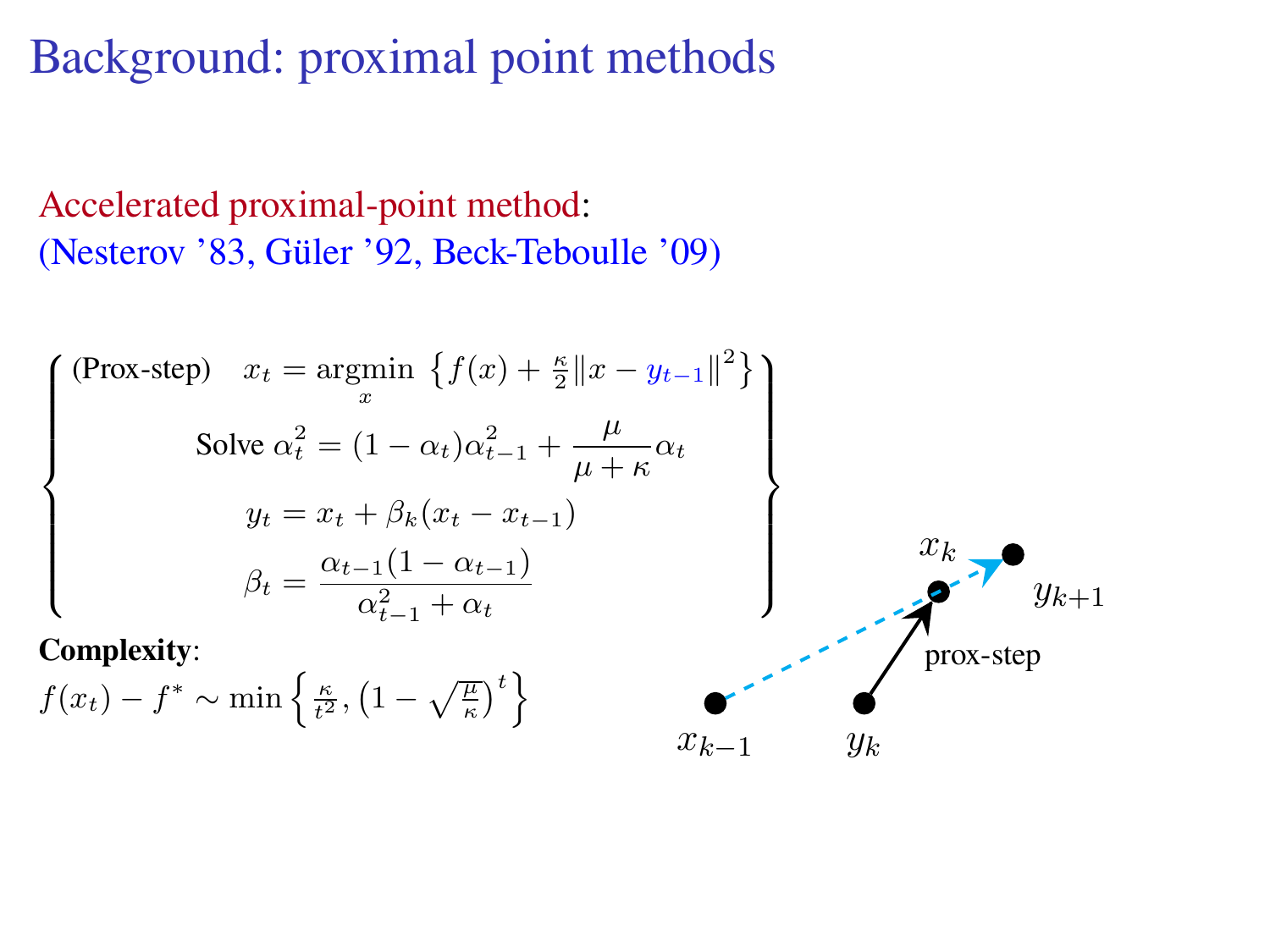# Background: proximal point methods

Accelerated proximal-point method:
(Nesterov '83, Güler '92, Beck-Teboulle '09)

$$
\left\{
\begin{array}{c}
\text{(Prox-step)} \quad x_t = \underset{x}{\operatorname{argmin}} \left\{ f(x) + \frac{\kappa}{2}\|x - y_{t-1}\|^2 \right\} \\
\text{Solve } \alpha_t^2 = (1-\alpha_t)\alpha_{t-1}^2 + \frac{\mu}{\mu+\kappa}\alpha_t \\
y_t = x_t + \beta_k(x_t - x_{t-1}) \\
\beta_t = \frac{\alpha_{t-1}(1-\alpha_{t-1})}{\alpha_{t-1}^2 + \alpha_t}
\end{array}
\right\}
$$

**Complexity**:

$f(x_t) - f^* \sim \min\left\{ \frac{\kappa}{t^2}, \left(1 - \sqrt{\frac{\mu}{\kappa}}\right)^t \right\}$

$x_{k-1}$ $y_k$ $x_k$ $y_{k+1}$ prox-step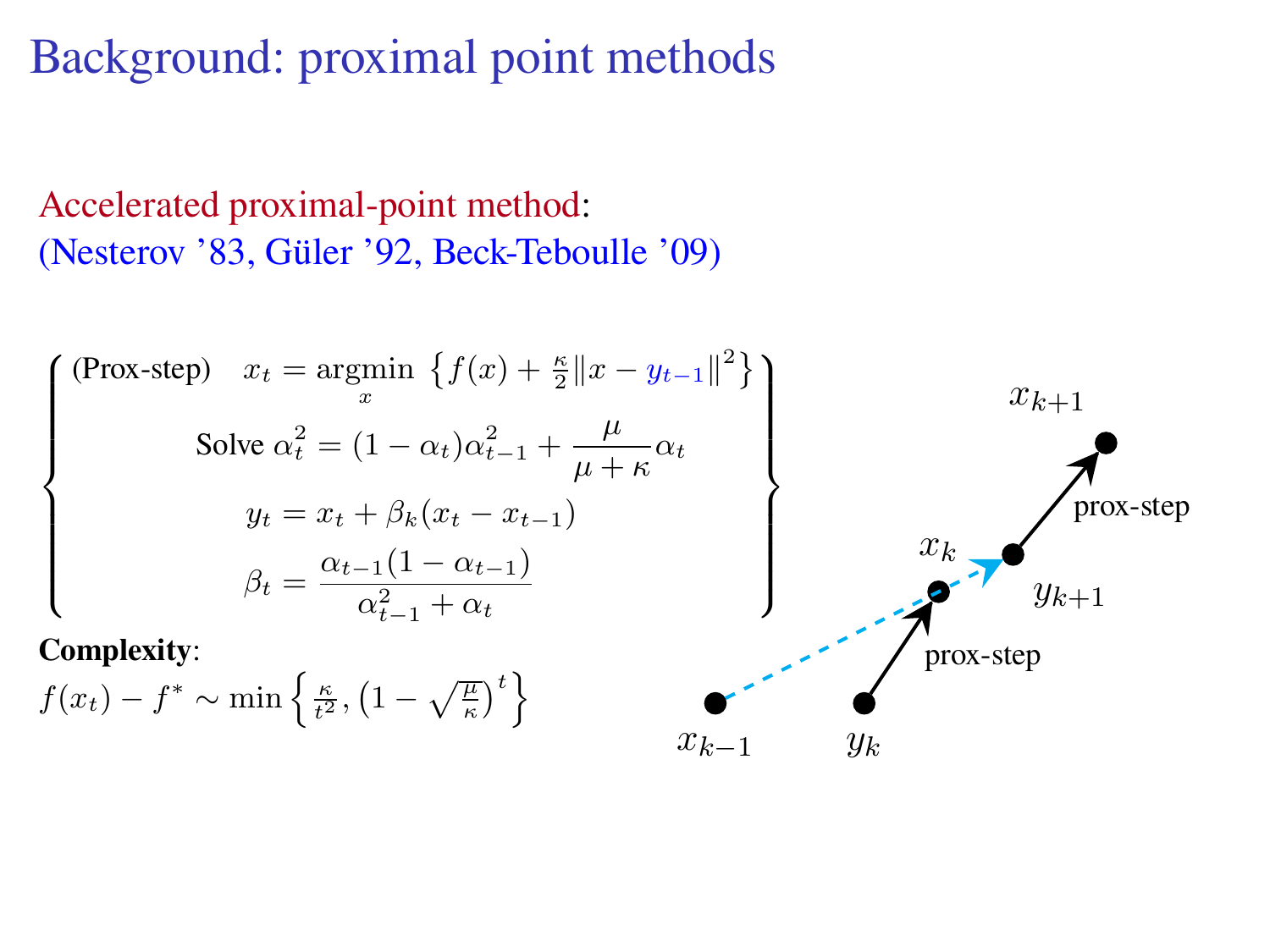# Background: proximal point methods

Accelerated proximal-point method:
(Nesterov '83, Güler '92, Beck-Teboulle '09)

$$
\left\{
\begin{array}{c}
\text{(Prox-step)} \quad x_t = \underset{x}{\operatorname{argmin}} \left\{ f(x) + \frac{\kappa}{2}\|x - y_{t-1}\|^2 \right\} \\
\text{Solve } \alpha_t^2 = (1-\alpha_t)\alpha_{t-1}^2 + \dfrac{\mu}{\mu+\kappa}\alpha_t \\
y_t = x_t + \beta_k(x_t - x_{t-1}) \\
\beta_t = \dfrac{\alpha_{t-1}(1-\alpha_{t-1})}{\alpha_{t-1}^2 + \alpha_t}
\end{array}
\right\}
$$

**Complexity**:
$f(x_t) - f^* \sim \min\left\{ \frac{\kappa}{t^2}, \left(1 - \sqrt{\frac{\mu}{\kappa}}\right)^t \right\}$

$x_{k+1}$

prox-step

$x_k$

$y_{k+1}$

prox-step

$x_{k-1}$ $y_k$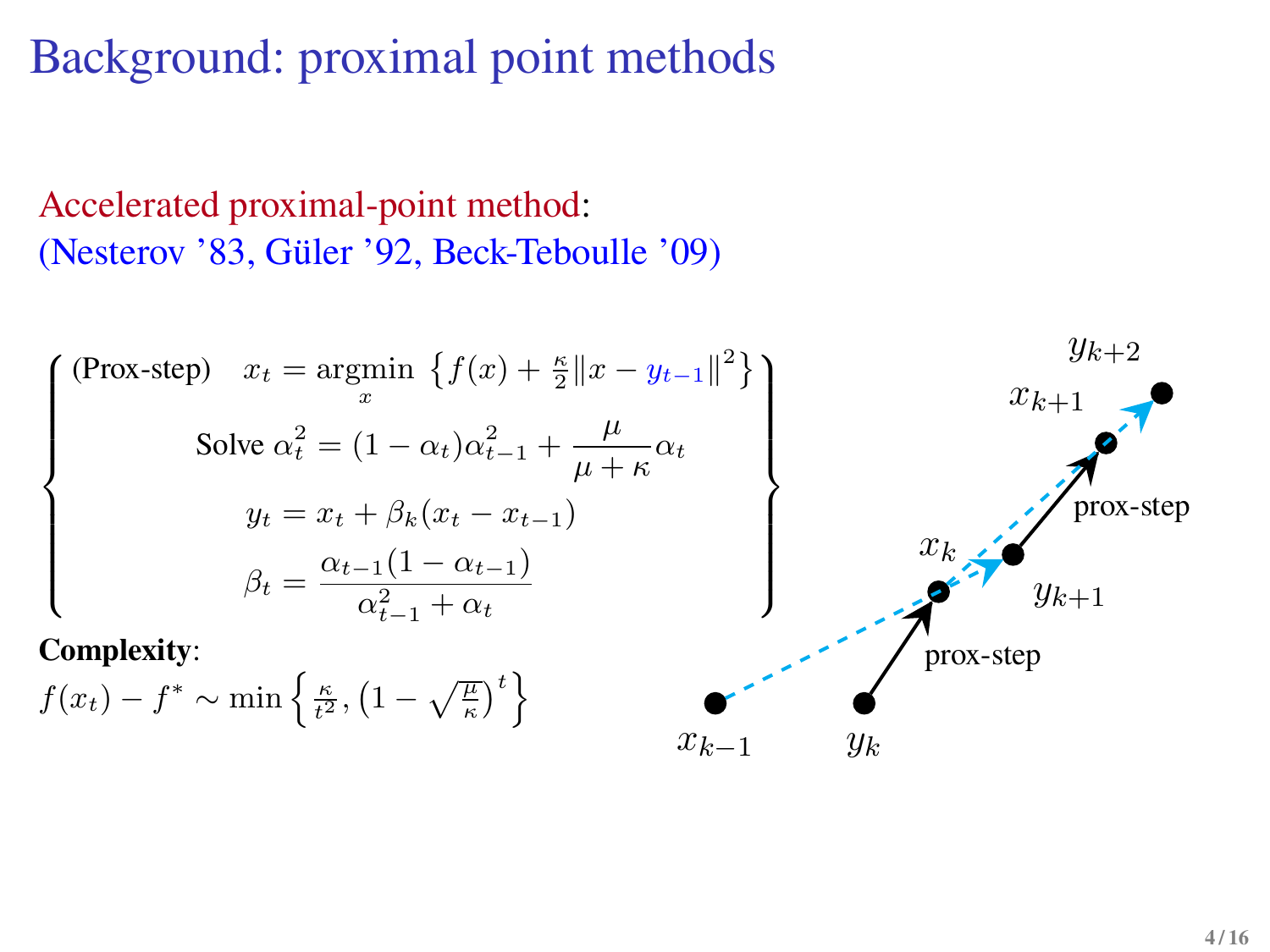# Background: proximal point methods

Accelerated proximal-point method:
(Nesterov '83, Güler '92, Beck-Teboulle '09)

$$
\left\{
\begin{array}{c}
\text{(Prox-step)} \quad x_t = \underset{x}{\operatorname{argmin}} \left\{ f(x) + \frac{\kappa}{2}\|x - y_{t-1}\|^2 \right\} \\
\text{Solve } \alpha_t^2 = (1-\alpha_t)\alpha_{t-1}^2 + \frac{\mu}{\mu+\kappa}\alpha_t \\
y_t = x_t + \beta_k(x_t - x_{t-1}) \\
\beta_t = \frac{\alpha_{t-1}(1-\alpha_{t-1})}{\alpha_{t-1}^2 + \alpha_t}
\end{array}
\right\}
$$

**Complexity**:
$f(x_t) - f^* \sim \min\left\{ \frac{\kappa}{t^2}, \left(1 - \sqrt{\frac{\mu}{\kappa}}\right)^t \right\}$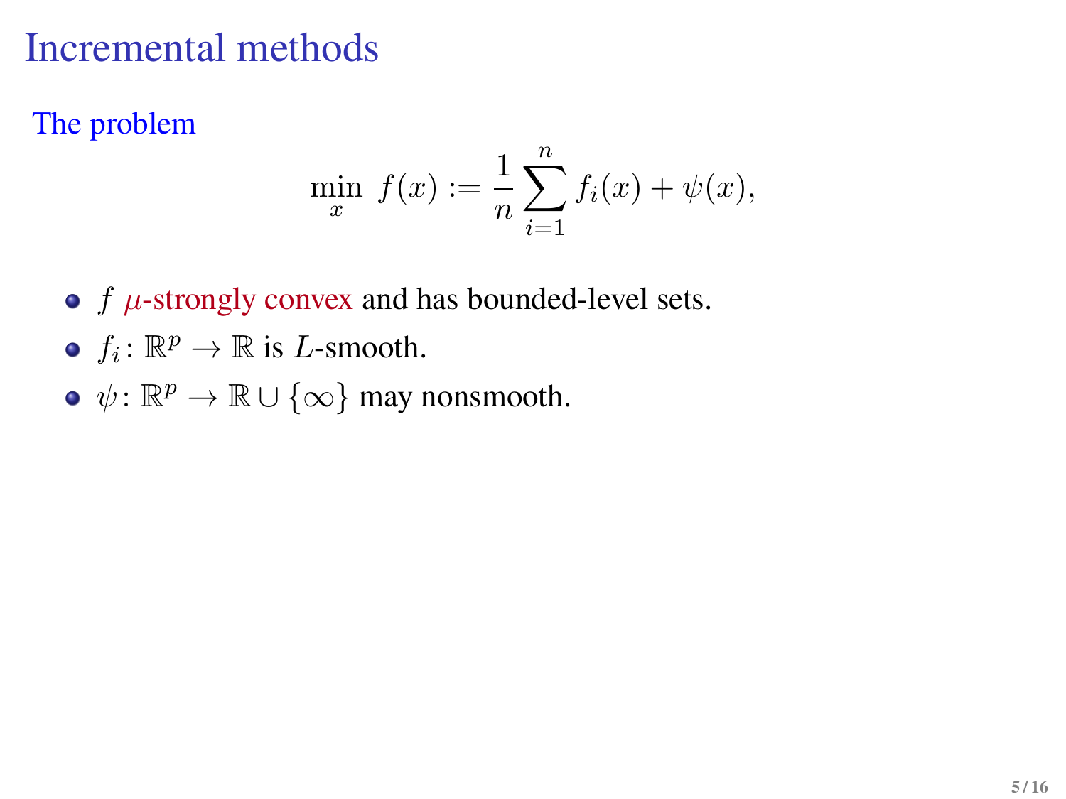# Incremental methods

## The problem

$$\min_{x} \; f(x) := \frac{1}{n}\sum_{i=1}^{n} f_i(x) + \psi(x),$$

- $f$ $\mu$-strongly convex and has bounded-level sets.
- $f_i \colon \mathbb{R}^p \to \mathbb{R}$ is $L$-smooth.
- $\psi \colon \mathbb{R}^p \to \mathbb{R} \cup \{\infty\}$ may nonsmooth.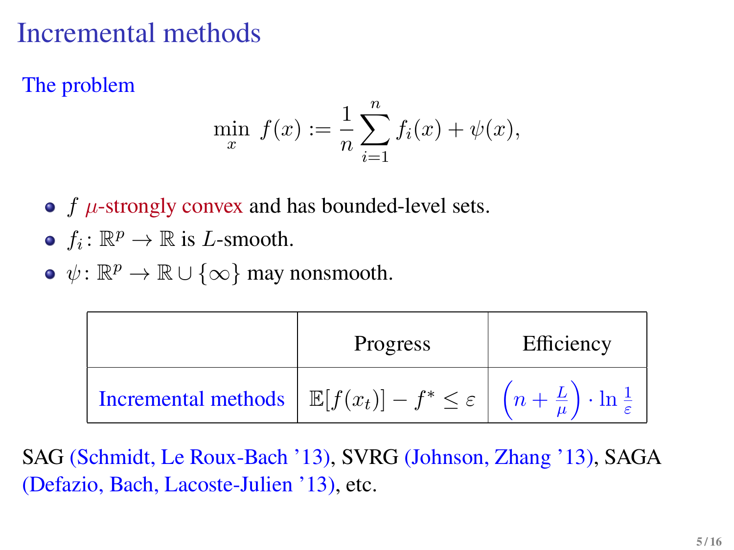# Incremental methods

**The problem**

$$\min_x \; f(x) := \frac{1}{n}\sum_{i=1}^{n} f_i(x) + \psi(x),$$

- $f$ $\mu$-strongly convex and has bounded-level sets.
- $f_i \colon \mathbb{R}^p \to \mathbb{R}$ is $L$-smooth.
- $\psi \colon \mathbb{R}^p \to \mathbb{R} \cup \{\infty\}$ may nonsmooth.

| | Progress | Efficiency |
|---|---|---|
| Incremental methods | $\mathbb{E}[f(x_t)] - f^* \leq \varepsilon$ | $\left(n + \frac{L}{\mu}\right) \cdot \ln \frac{1}{\varepsilon}$ |

SAG (Schmidt, Le Roux-Bach '13), SVRG (Johnson, Zhang '13), SAGA (Defazio, Bach, Lacoste-Julien '13), etc.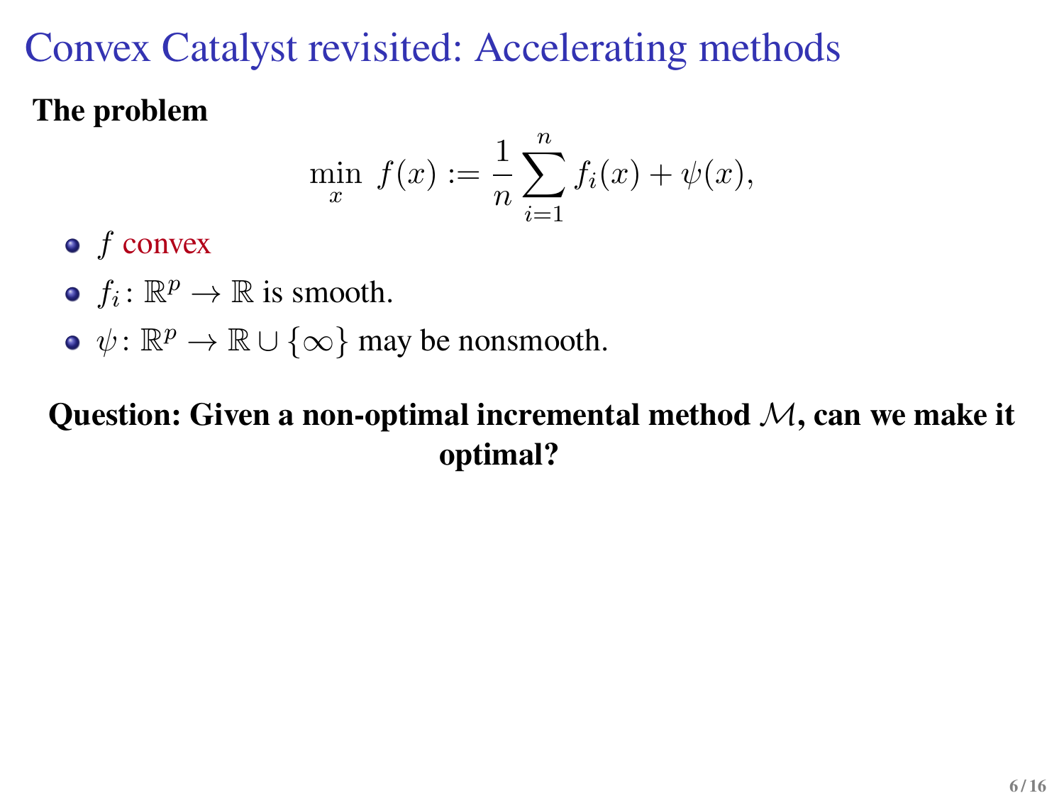# Convex Catalyst revisited: Accelerating methods

**The problem**

$$\min_x \; f(x) := \frac{1}{n}\sum_{i=1}^{n} f_i(x) + \psi(x),$$

- $f$ convex
- $f_i \colon \mathbb{R}^p \to \mathbb{R}$ is smooth.
- $\psi \colon \mathbb{R}^p \to \mathbb{R} \cup \{\infty\}$ may be nonsmooth.

**Question: Given a non-optimal incremental method $\mathcal{M}$, can we make it optimal?**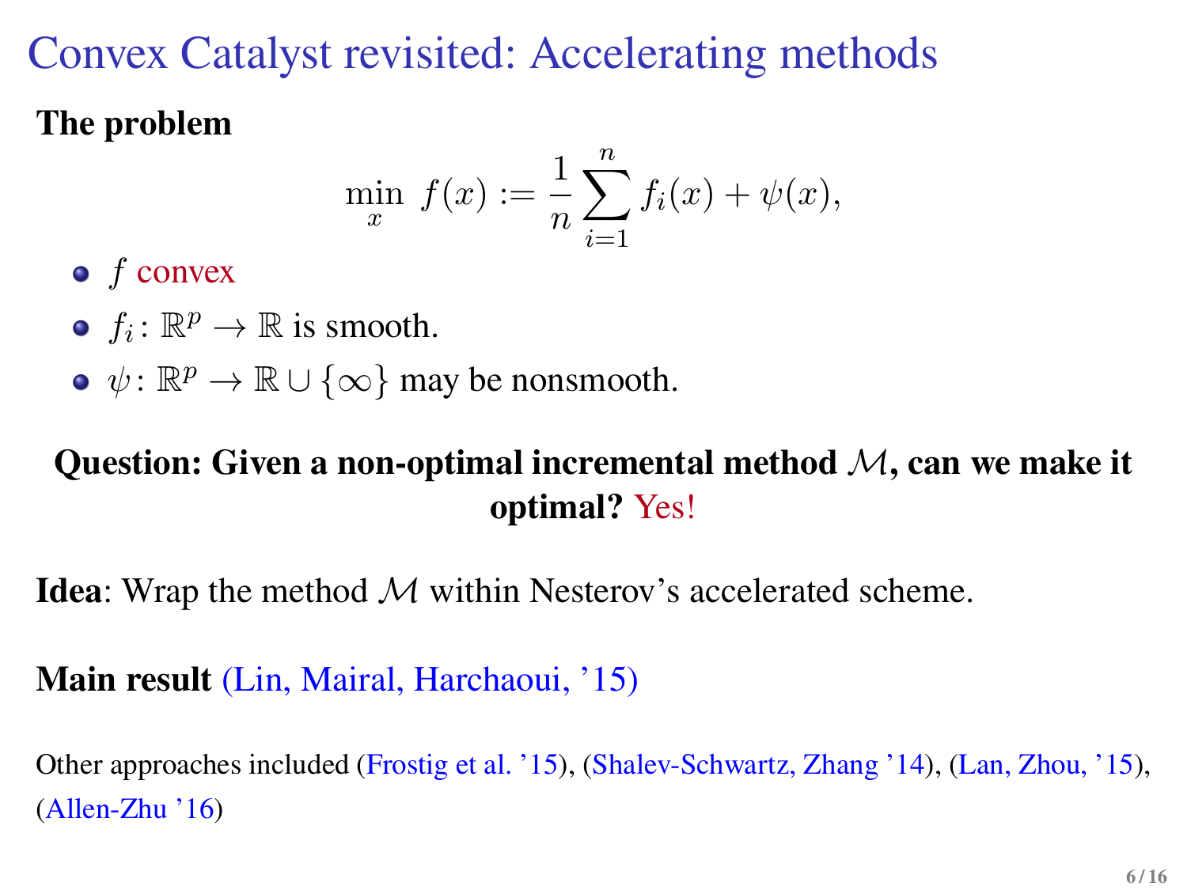# Convex Catalyst revisited: Accelerating methods

**The problem**

$$\min_x \; f(x) := \frac{1}{n} \sum_{i=1}^{n} f_i(x) + \psi(x),$$

- $f$ convex
- $f_i \colon \mathbb{R}^p \to \mathbb{R}$ is smooth.
- $\psi \colon \mathbb{R}^p \to \mathbb{R} \cup \{\infty\}$ may be nonsmooth.

**Question: Given a non-optimal incremental method $\mathcal{M}$, can we make it optimal?** Yes!

**Idea**: Wrap the method $\mathcal{M}$ within Nesterov's accelerated scheme.

**Main result** (Lin, Mairal, Harchaoui, '15)

Other approaches included (Frostig et al. '15), (Shalev-Schwartz, Zhang '14), (Lan, Zhou, '15), (Allen-Zhu '16)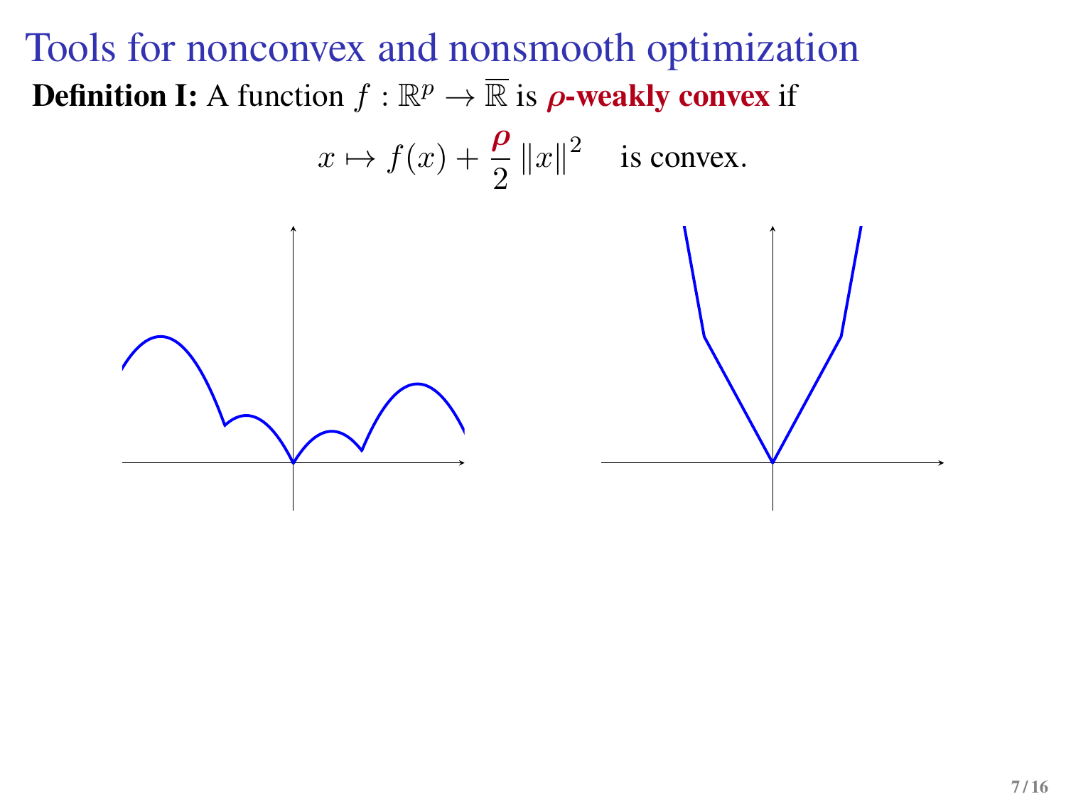# Tools for nonconvex and nonsmooth optimization

**Definition I:** A function $f : \mathbb{R}^p \to \overline{\mathbb{R}}$ is ***ρ*-weakly convex** if

$$x \mapsto f(x) + \frac{\rho}{2} \|x\|^2 \quad \text{is convex.}$$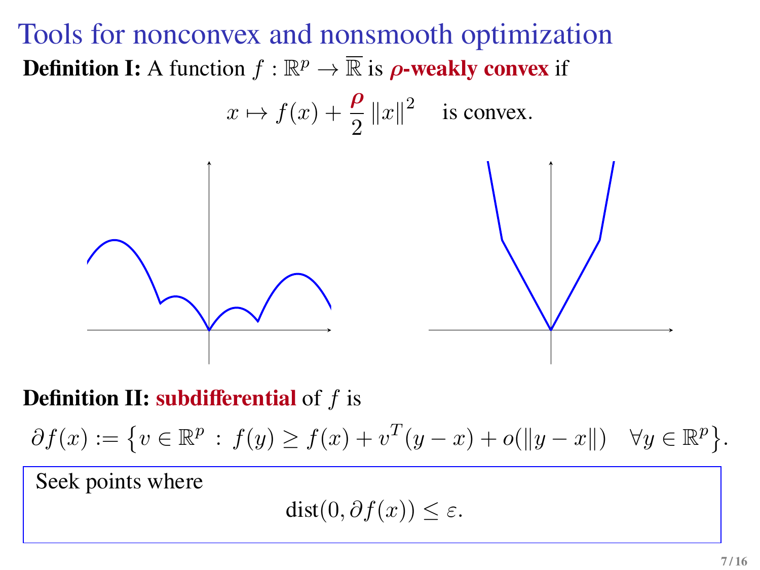# Tools for nonconvex and nonsmooth optimization

**Definition I:** A function $f : \mathbb{R}^p \to \overline{\mathbb{R}}$ is ***ρ*-weakly convex** if

$$x \mapsto f(x) + \frac{\rho}{2} \|x\|^2 \quad \text{is convex.}$$

**Definition II: subdifferential** of $f$ is

$$\partial f(x) := \left\{ v \in \mathbb{R}^p \, : \, f(y) \geq f(x) + v^T(y - x) + o(\|y - x\|) \quad \forall y \in \mathbb{R}^p \right\}.$$

Seek points where

$$\text{dist}(0, \partial f(x)) \leq \varepsilon.$$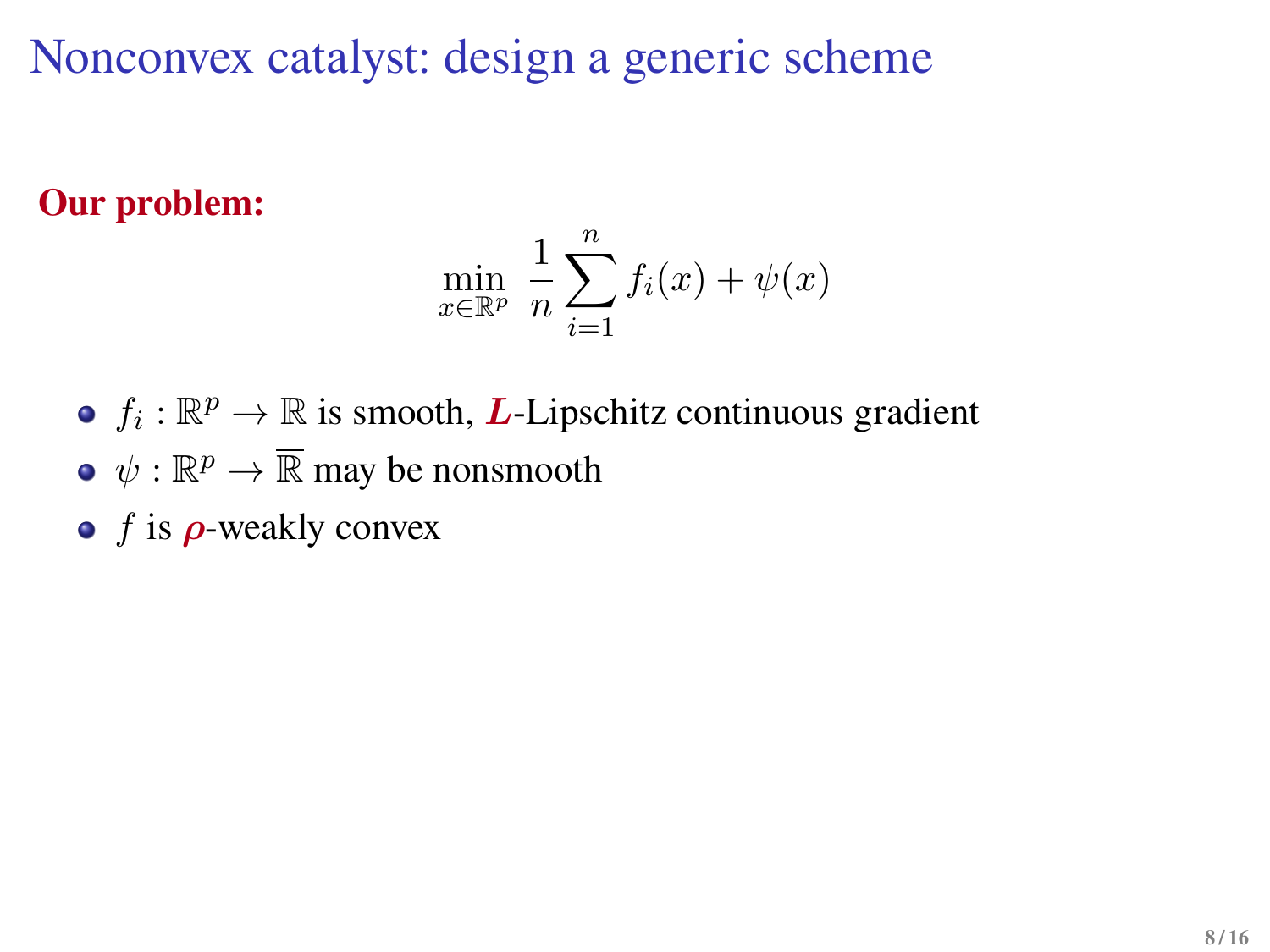# Nonconvex catalyst: design a generic scheme

**Our problem:**

$$\min_{x \in \mathbb{R}^p} \; \frac{1}{n} \sum_{i=1}^{n} f_i(x) + \psi(x)$$

- $f_i : \mathbb{R}^p \to \mathbb{R}$ is smooth, ***L***-Lipschitz continuous gradient
- $\psi : \mathbb{R}^p \to \overline{\mathbb{R}}$ may be nonsmooth
- $f$ is $\boldsymbol{\rho}$-weakly convex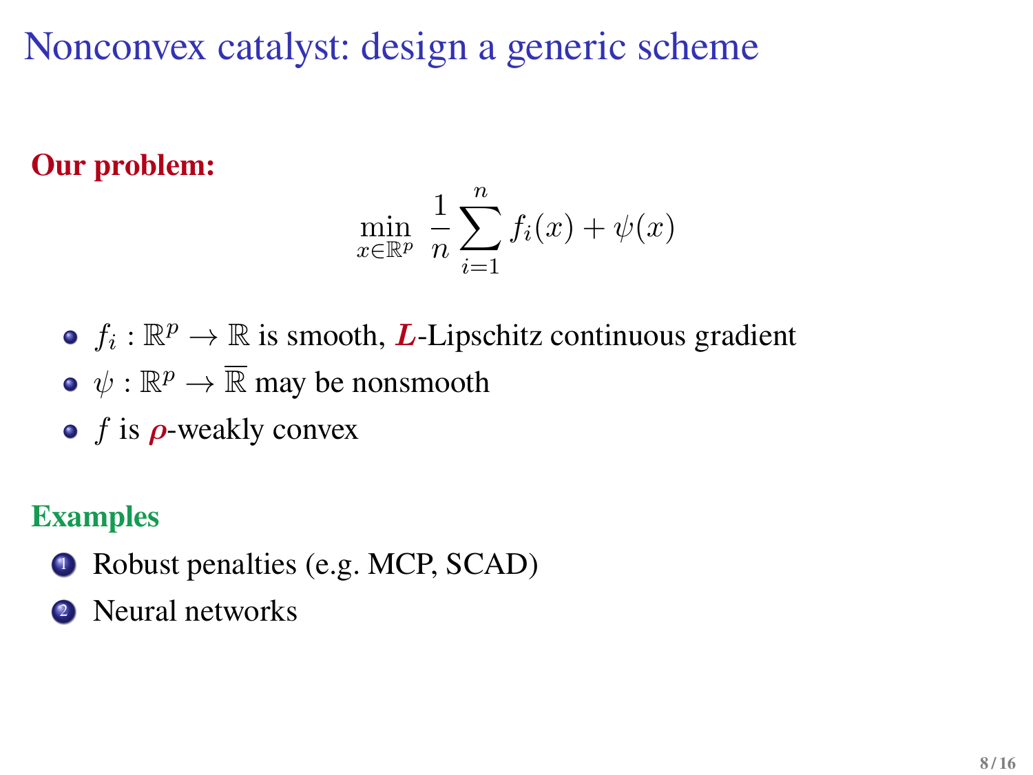# Nonconvex catalyst: design a generic scheme

**Our problem:**

$$\min_{x \in \mathbb{R}^p} \; \frac{1}{n} \sum_{i=1}^{n} f_i(x) + \psi(x)$$

- $f_i : \mathbb{R}^p \to \mathbb{R}$ is smooth, $\boldsymbol{L}$-Lipschitz continuous gradient
- $\psi : \mathbb{R}^p \to \overline{\mathbb{R}}$ may be nonsmooth
- $f$ is $\boldsymbol{\rho}$-weakly convex

**Examples**

1. Robust penalties (e.g. MCP, SCAD)
2. Neural networks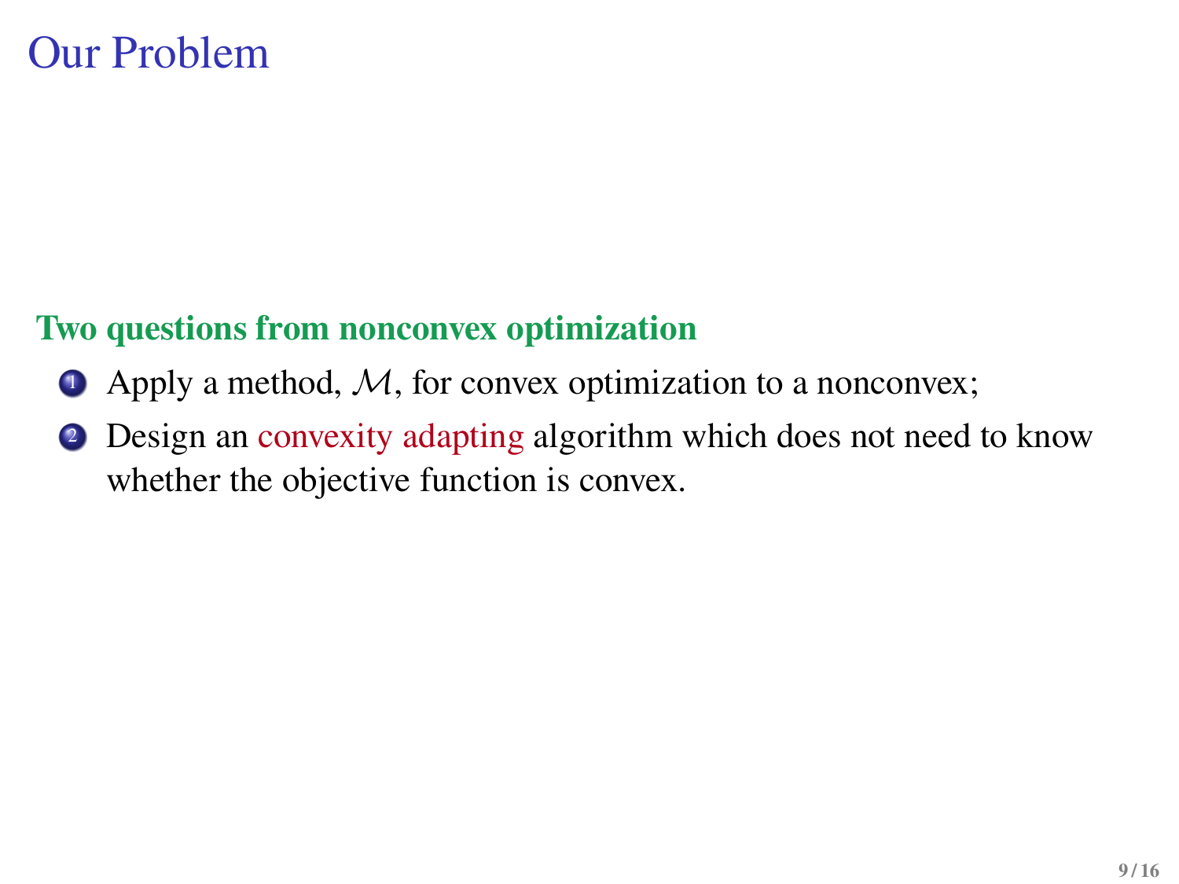# Our Problem

**Two questions from nonconvex optimization**

1. Apply a method, $\mathcal{M}$, for convex optimization to a nonconvex;
2. Design an convexity adapting algorithm which does not need to know whether the objective function is convex.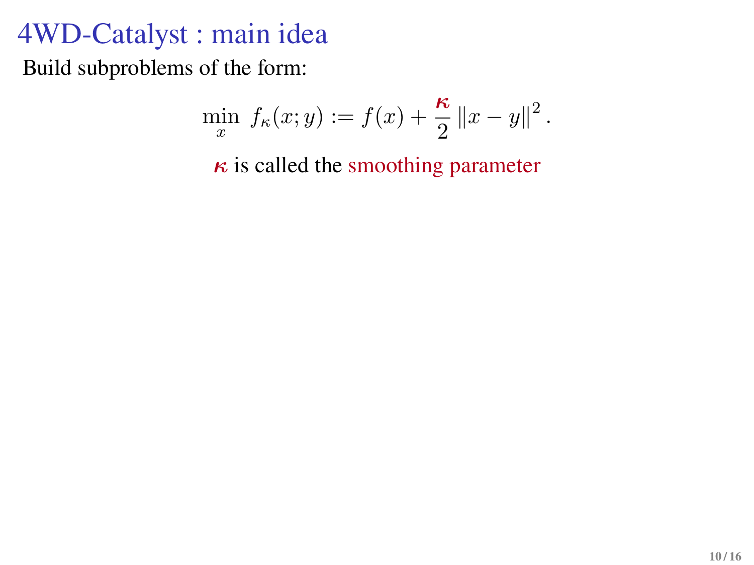# 4WD-Catalyst : main idea

Build subproblems of the form:

$$\min_{x} \ f_{\kappa}(x; y) := f(x) + \frac{\boldsymbol{\kappa}}{2} \|x - y\|^2 .$$

$\boldsymbol{\kappa}$ is called the smoothing parameter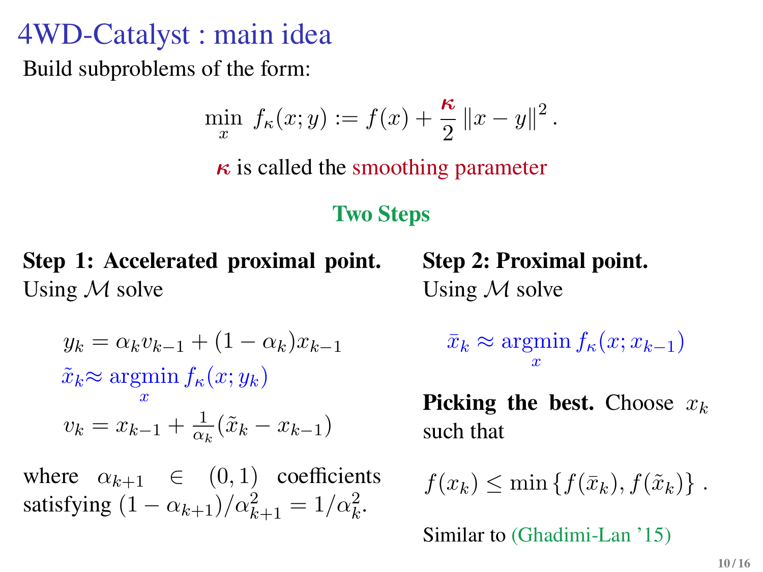# 4WD-Catalyst : main idea

Build subproblems of the form:

$$\min_x \; f_\kappa(x; y) := f(x) + \frac{\kappa}{2} \|x - y\|^2 .$$

$\kappa$ is called the smoothing parameter

**Two Steps**

**Step 1: Accelerated proximal point.** Using $\mathcal{M}$ solve

$$y_k = \alpha_k v_{k-1} + (1 - \alpha_k) x_{k-1}$$

$$\tilde{x}_k \approx \operatorname*{argmin}_x f_\kappa(x; y_k)$$

$$v_k = x_{k-1} + \frac{1}{\alpha_k}(\tilde{x}_k - x_{k-1})$$

where $\alpha_{k+1} \in (0, 1)$ coefficients satisfying $(1 - \alpha_{k+1})/\alpha_{k+1}^2 = 1/\alpha_k^2$.

**Step 2: Proximal point.** Using $\mathcal{M}$ solve

$$\bar{x}_k \approx \operatorname*{argmin}_x f_\kappa(x; x_{k-1})$$

**Picking the best.** Choose $x_k$ such that

$$f(x_k) \leq \min\{f(\bar{x}_k), f(\tilde{x}_k)\} .$$

Similar to (Ghadimi-Lan '15)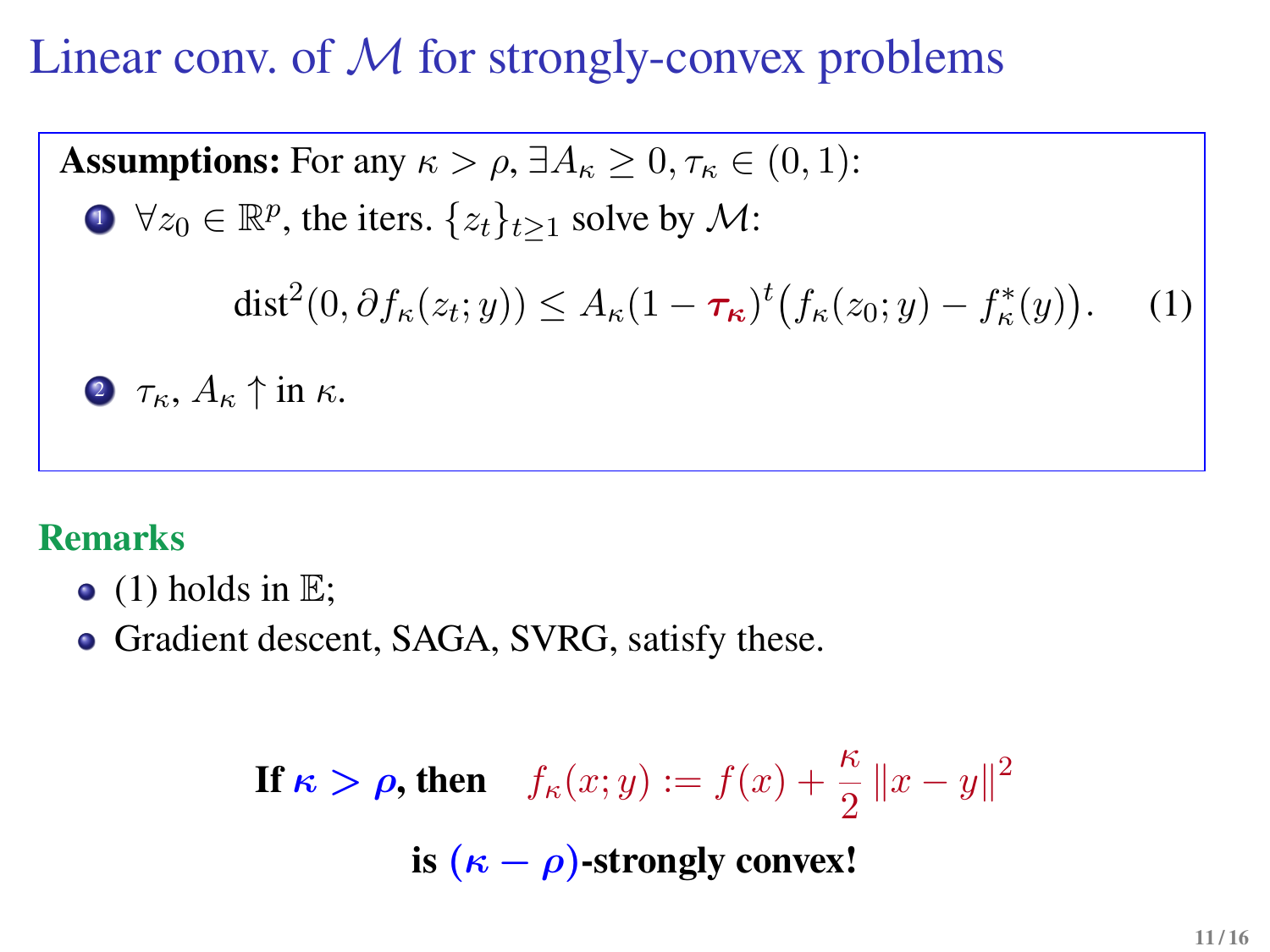# Linear conv. of $\mathcal{M}$ for strongly-convex problems

**Assumptions:** For any $\kappa > \rho$, $\exists A_\kappa \geq 0, \tau_\kappa \in (0,1)$:

1. $\forall z_0 \in \mathbb{R}^p$, the iters. $\{z_t\}_{t \geq 1}$ solve by $\mathcal{M}$:

$$\text{dist}^2(0, \partial f_\kappa(z_t; y)) \leq A_\kappa (1 - \boldsymbol{\tau_\kappa})^t \big(f_\kappa(z_0; y) - f_\kappa^*(y)\big). \qquad (1)$$

2. $\tau_\kappa$, $A_\kappa \uparrow$ in $\kappa$.

**Remarks**

- (1) holds in $\mathbb{E}$;
- Gradient descent, SAGA, SVRG, satisfy these.

**If $\boldsymbol{\kappa > \rho}$, then** $\quad f_\kappa(x; y) := f(x) + \frac{\kappa}{2}\|x - y\|^2$

**is $(\boldsymbol{\kappa - \rho})$-strongly convex!**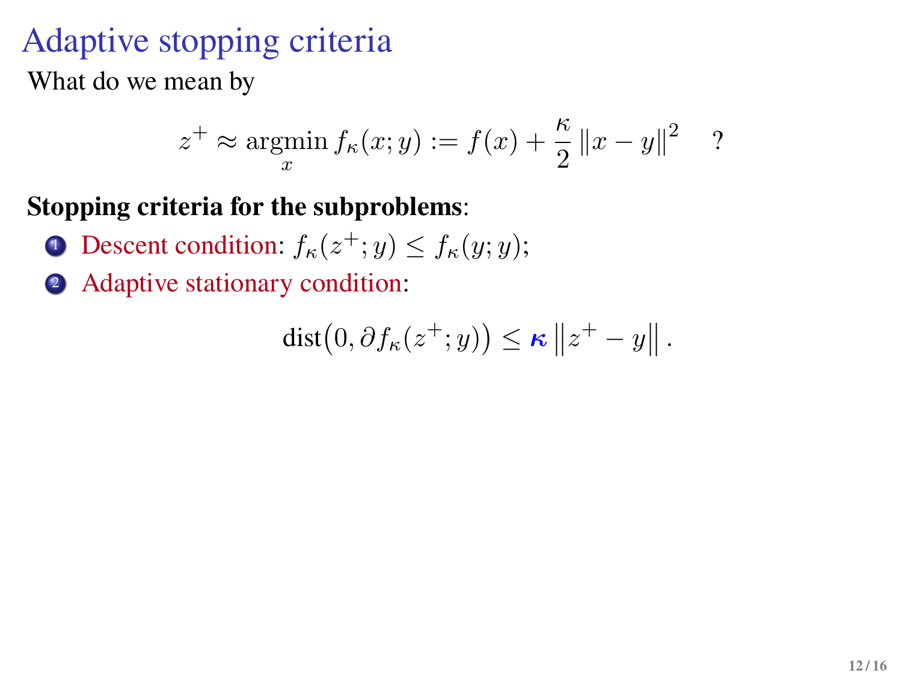# Adaptive stopping criteria

What do we mean by

$$z^+ \approx \operatorname*{argmin}_x f_\kappa(x; y) := f(x) + \frac{\kappa}{2} \|x - y\|^2 \quad ?$$

**Stopping criteria for the subproblems**:

1. Descent condition: $f_\kappa(z^+; y) \leq f_\kappa(y; y)$;
2. Adaptive stationary condition:

$$\operatorname{dist}\big(0, \partial f_\kappa(z^+; y)\big) \leq \boldsymbol{\kappa} \left\|z^+ - y\right\|.$$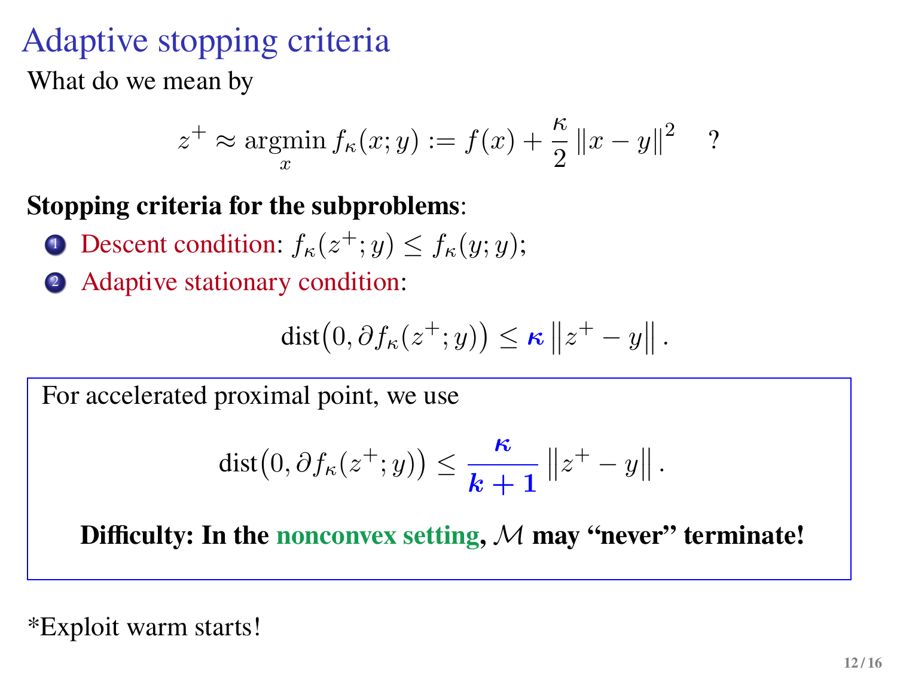# Adaptive stopping criteria

What do we mean by

$$z^+ \approx \underset{x}{\operatorname{argmin}}\, f_\kappa(x; y) := f(x) + \frac{\kappa}{2}\|x - y\|^2 \quad ?$$

**Stopping criteria for the subproblems**:

1. Descent condition: $f_\kappa(z^+; y) \leq f_\kappa(y; y)$;
2. Adaptive stationary condition:

$$\operatorname{dist}\big(0, \partial f_\kappa(z^+; y)\big) \leq \boldsymbol{\kappa} \left\|z^+ - y\right\|.$$

For accelerated proximal point, we use

$$\operatorname{dist}\big(0, \partial f_\kappa(z^+; y)\big) \leq \frac{\boldsymbol{\kappa}}{\boldsymbol{k+1}} \left\|z^+ - y\right\|.$$

**Difficulty: In the nonconvex setting, $\mathcal{M}$ may "never" terminate!**

*Exploit warm starts!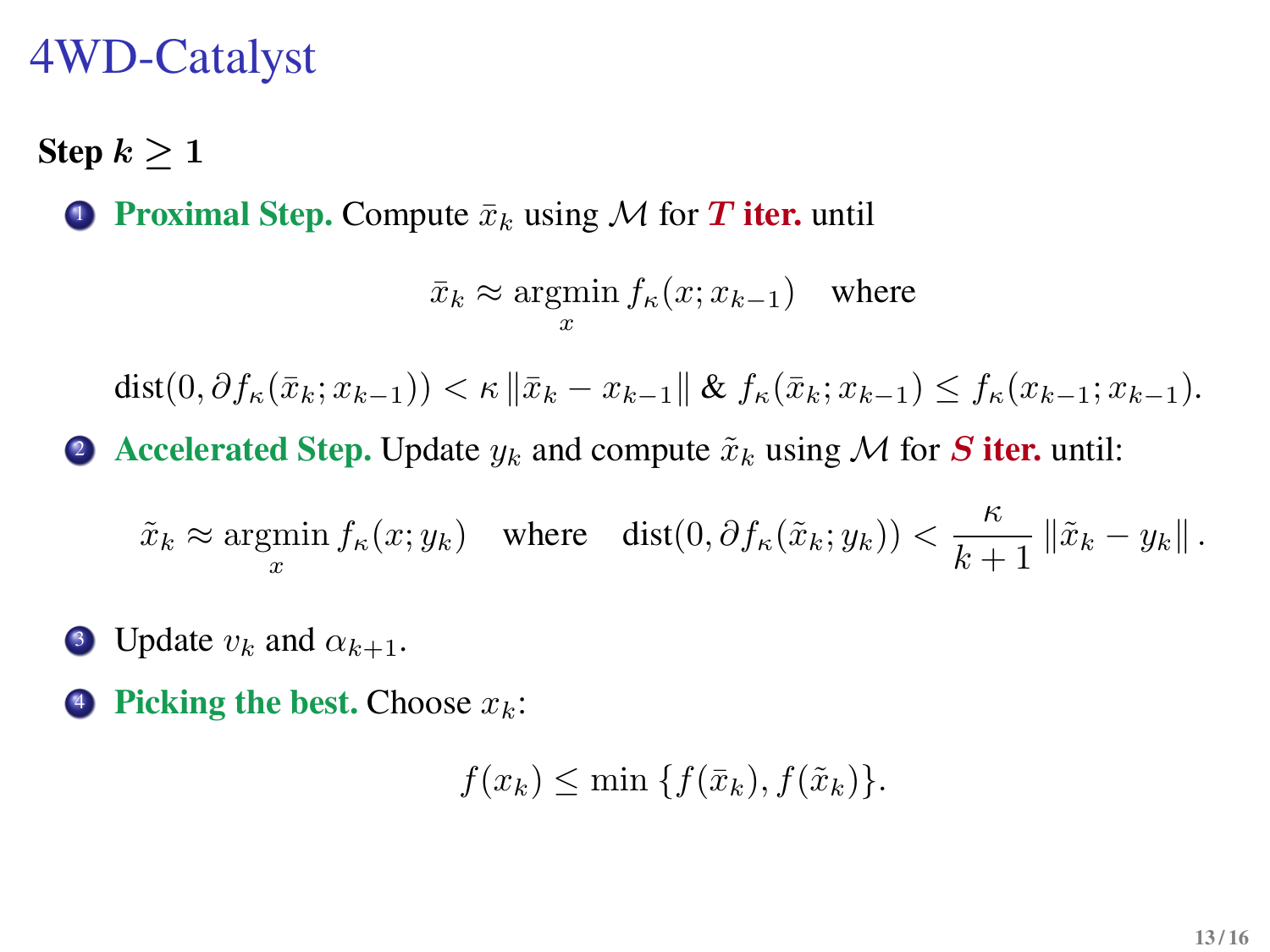# 4WD-Catalyst

**Step $k \geq 1$**

1. **Proximal Step.** Compute $\bar{x}_k$ using $\mathcal{M}$ for ***T* iter.** until

$$\bar{x}_k \approx \operatorname*{argmin}_x f_\kappa(x; x_{k-1}) \quad \text{where}$$

$$\text{dist}(0, \partial f_\kappa(\bar{x}_k; x_{k-1})) < \kappa \|\bar{x}_k - x_{k-1}\| \;\&\; f_\kappa(\bar{x}_k; x_{k-1}) \leq f_\kappa(x_{k-1}; x_{k-1}).$$

2. **Accelerated Step.** Update $y_k$ and compute $\tilde{x}_k$ using $\mathcal{M}$ for ***S* iter.** until:

$$\tilde{x}_k \approx \operatorname*{argmin}_x f_\kappa(x; y_k) \quad \text{where} \quad \text{dist}(0, \partial f_\kappa(\tilde{x}_k; y_k)) < \frac{\kappa}{k+1} \|\tilde{x}_k - y_k\|.$$

3. Update $v_k$ and $\alpha_{k+1}$.

4. **Picking the best.** Choose $x_k$:

$$f(x_k) \leq \min\{f(\bar{x}_k), f(\tilde{x}_k)\}.$$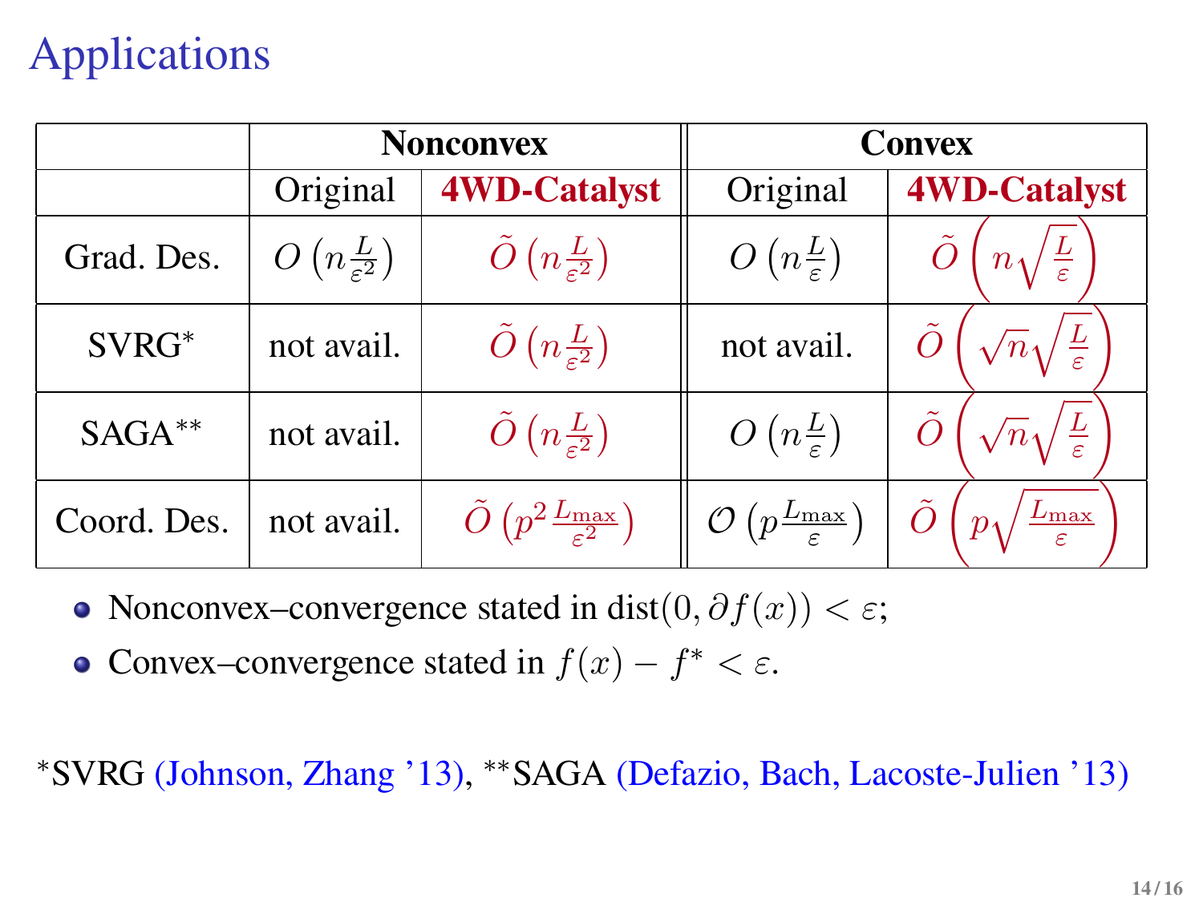# Applications

| | Nonconvex | | Convex | |
|---|---|---|---|---|
| | Original | **4WD-Catalyst** | Original | **4WD-Catalyst** |
| Grad. Des. | $O\left(n\frac{L}{\varepsilon^2}\right)$ | $\tilde{O}\left(n\frac{L}{\varepsilon^2}\right)$ | $O\left(n\frac{L}{\varepsilon}\right)$ | $\tilde{O}\left(n\sqrt{\frac{L}{\varepsilon}}\right)$ |
| SVRG* | not avail. | $\tilde{O}\left(n\frac{L}{\varepsilon^2}\right)$ | not avail. | $\tilde{O}\left(\sqrt{n}\sqrt{\frac{L}{\varepsilon}}\right)$ |
| SAGA** | not avail. | $\tilde{O}\left(n\frac{L}{\varepsilon^2}\right)$ | $O\left(n\frac{L}{\varepsilon}\right)$ | $\tilde{O}\left(\sqrt{n}\sqrt{\frac{L}{\varepsilon}}\right)$ |
| Coord. Des. | not avail. | $\tilde{O}\left(p^2\frac{L_{\max}}{\varepsilon^2}\right)$ | $\mathcal{O}\left(p\frac{L_{\max}}{\varepsilon}\right)$ | $\tilde{O}\left(p\sqrt{\frac{L_{\max}}{\varepsilon}}\right)$ |

- Nonconvex–convergence stated in $\text{dist}(0, \partial f(x)) < \varepsilon$;
- Convex–convergence stated in $f(x) - f^* < \varepsilon$.

*SVRG (Johnson, Zhang '13), **SAGA (Defazio, Bach, Lacoste-Julien '13)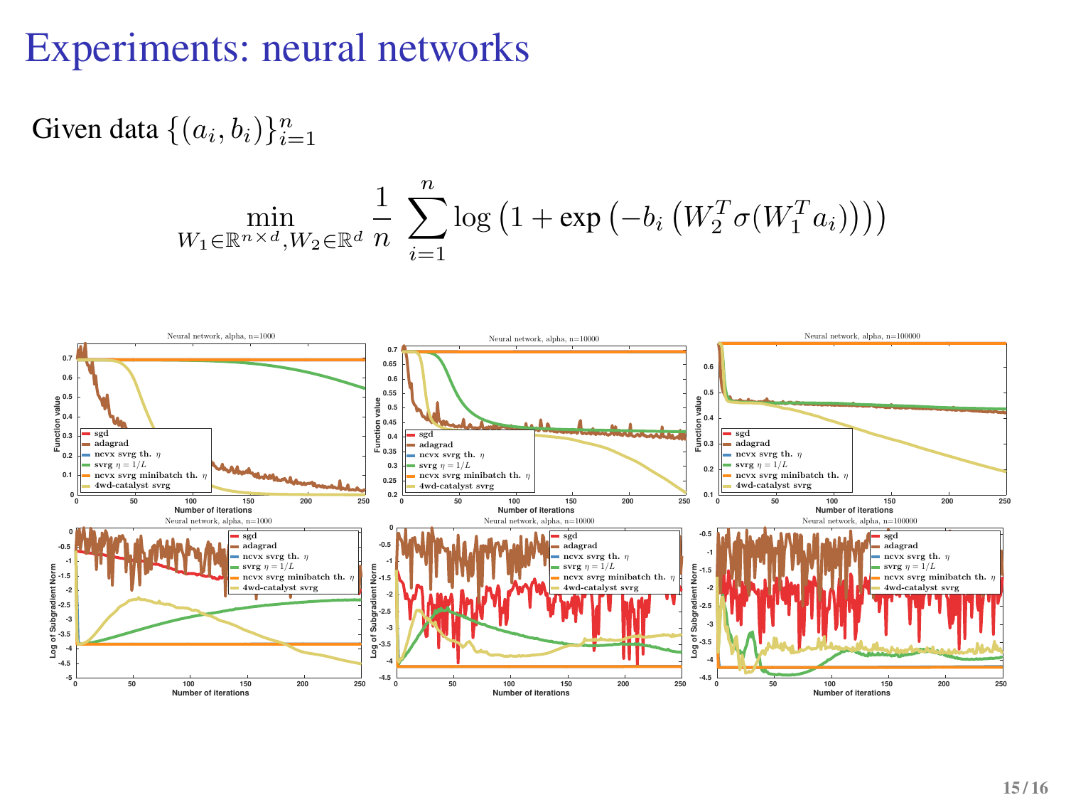# Experiments: neural networks

Given data $\{(a_i, b_i)\}_{i=1}^n$

$$\min_{W_1 \in \mathbb{R}^{n \times d}, W_2 \in \mathbb{R}^d} \frac{1}{n} \sum_{i=1}^{n} \log\left(1 + \exp\left(-b_i \left(W_2^T \sigma(W_1^T a_i)\right)\right)\right)$$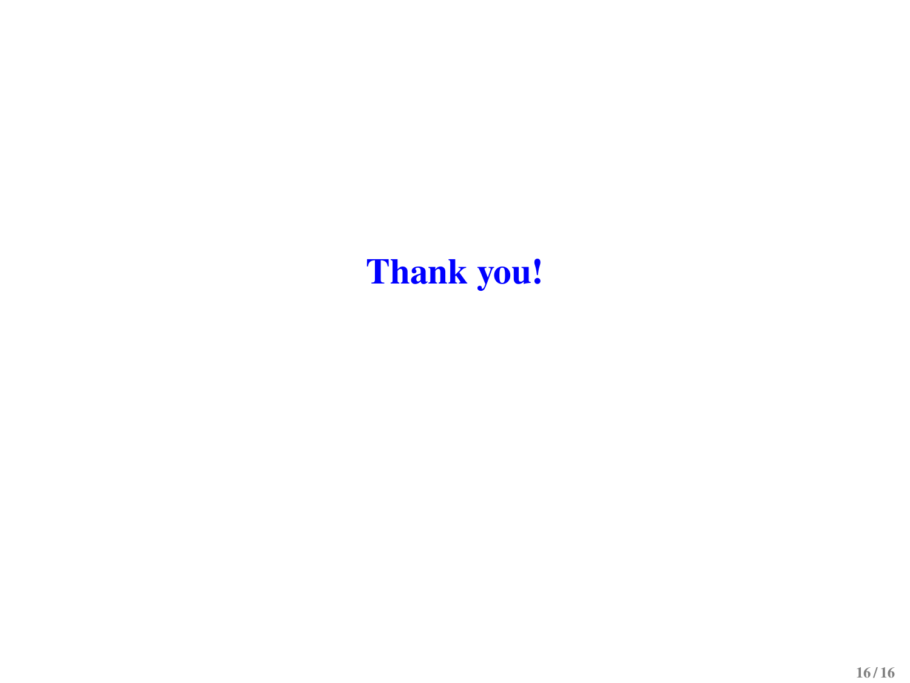**Thank you!**